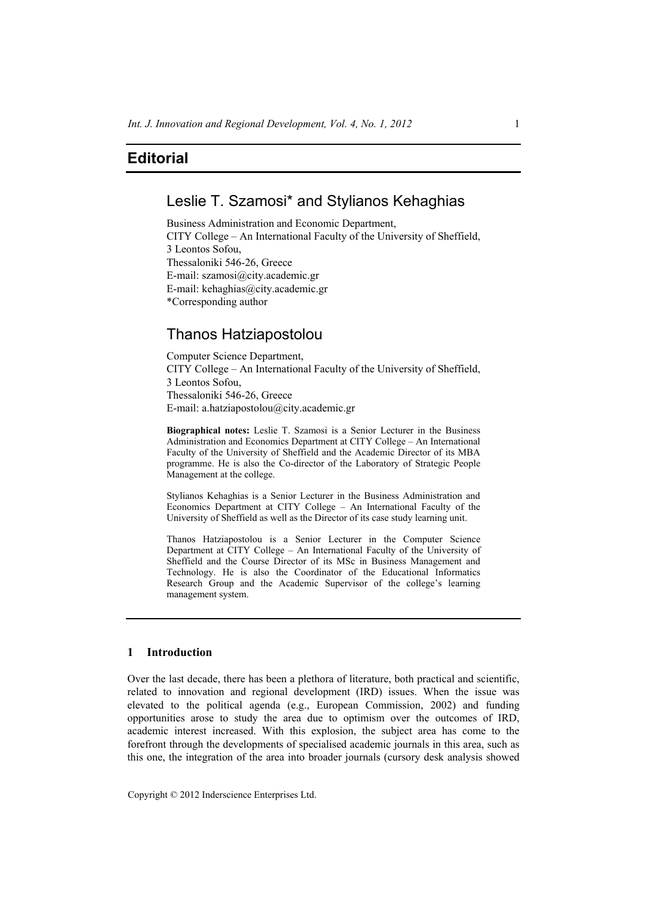# Editorial

## Leslie T. Szamosi* and Stylianos Kehaghias

Business Administration and Economic Department,
CITY College – An International Faculty of the University of Sheffield,
3 Leontos Sofou,
Thessaloniki 546-26, Greece
E-mail: szamosi@city.academic.gr
E-mail: kehaghias@city.academic.gr
*Corresponding author

## Thanos Hatziapostolou

Computer Science Department,
CITY College – An International Faculty of the University of Sheffield,
3 Leontos Sofou,
Thessaloniki 546-26, Greece
E-mail: a.hatziapostolou@city.academic.gr

**Biographical notes:** Leslie T. Szamosi is a Senior Lecturer in the Business Administration and Economics Department at CITY College – An International Faculty of the University of Sheffield and the Academic Director of its MBA programme. He is also the Co-director of the Laboratory of Strategic People Management at the college.

Stylianos Kehaghias is a Senior Lecturer in the Business Administration and Economics Department at CITY College – An International Faculty of the University of Sheffield as well as the Director of its case study learning unit.

Thanos Hatziapostolou is a Senior Lecturer in the Computer Science Department at CITY College – An International Faculty of the University of Sheffield and the Course Director of its MSc in Business Management and Technology. He is also the Coordinator of the Educational Informatics Research Group and the Academic Supervisor of the college's learning management system.

## 1 Introduction

Over the last decade, there has been a plethora of literature, both practical and scientific, related to innovation and regional development (IRD) issues. When the issue was elevated to the political agenda (e.g., European Commission, 2002) and funding opportunities arose to study the area due to optimism over the outcomes of IRD, academic interest increased. With this explosion, the subject area has come to the forefront through the developments of specialised academic journals in this area, such as this one, the integration of the area into broader journals (cursory desk analysis showed

Copyright © 2012 Inderscience Enterprises Ltd.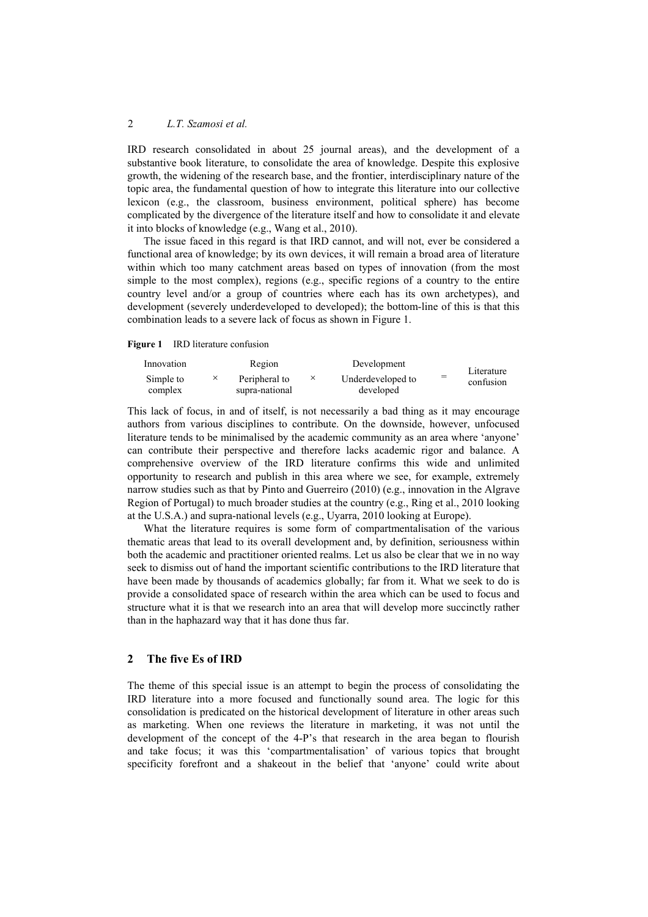IRD research consolidated in about 25 journal areas), and the development of a substantive book literature, to consolidate the area of knowledge. Despite this explosive growth, the widening of the research base, and the frontier, interdisciplinary nature of the topic area, the fundamental question of how to integrate this literature into our collective lexicon (e.g., the classroom, business environment, political sphere) has become complicated by the divergence of the literature itself and how to consolidate it and elevate it into blocks of knowledge (e.g., Wang et al., 2010).

The issue faced in this regard is that IRD cannot, and will not, ever be considered a functional area of knowledge; by its own devices, it will remain a broad area of literature within which too many catchment areas based on types of innovation (from the most simple to the most complex), regions (e.g., specific regions of a country to the entire country level and/or a group of countries where each has its own archetypes), and development (severely underdeveloped to developed); the bottom-line of this is that this combination leads to a severe lack of focus as shown in Figure 1.

**Figure 1** IRD literature confusion

| Innovation | | Region | | Development | | |
|---|---|---|---|---|---|---|
| Simple to complex | × | Peripheral to supra-national | × | Underdeveloped to developed | = | Literature confusion |

This lack of focus, in and of itself, is not necessarily a bad thing as it may encourage authors from various disciplines to contribute. On the downside, however, unfocused literature tends to be minimalised by the academic community as an area where 'anyone' can contribute their perspective and therefore lacks academic rigor and balance. A comprehensive overview of the IRD literature confirms this wide and unlimited opportunity to research and publish in this area where we see, for example, extremely narrow studies such as that by Pinto and Guerreiro (2010) (e.g., innovation in the Algrave Region of Portugal) to much broader studies at the country (e.g., Ring et al., 2010 looking at the U.S.A.) and supra-national levels (e.g., Uyarra, 2010 looking at Europe).

What the literature requires is some form of compartmentalisation of the various thematic areas that lead to its overall development and, by definition, seriousness within both the academic and practitioner oriented realms. Let us also be clear that we in no way seek to dismiss out of hand the important scientific contributions to the IRD literature that have been made by thousands of academics globally; far from it. What we seek to do is provide a consolidated space of research within the area which can be used to focus and structure what it is that we research into an area that will develop more succinctly rather than in the haphazard way that it has done thus far.

## 2 The five Es of IRD

The theme of this special issue is an attempt to begin the process of consolidating the IRD literature into a more focused and functionally sound area. The logic for this consolidation is predicated on the historical development of literature in other areas such as marketing. When one reviews the literature in marketing, it was not until the development of the concept of the 4-P's that research in the area began to flourish and take focus; it was this 'compartmentalisation' of various topics that brought specificity forefront and a shakeout in the belief that 'anyone' could write about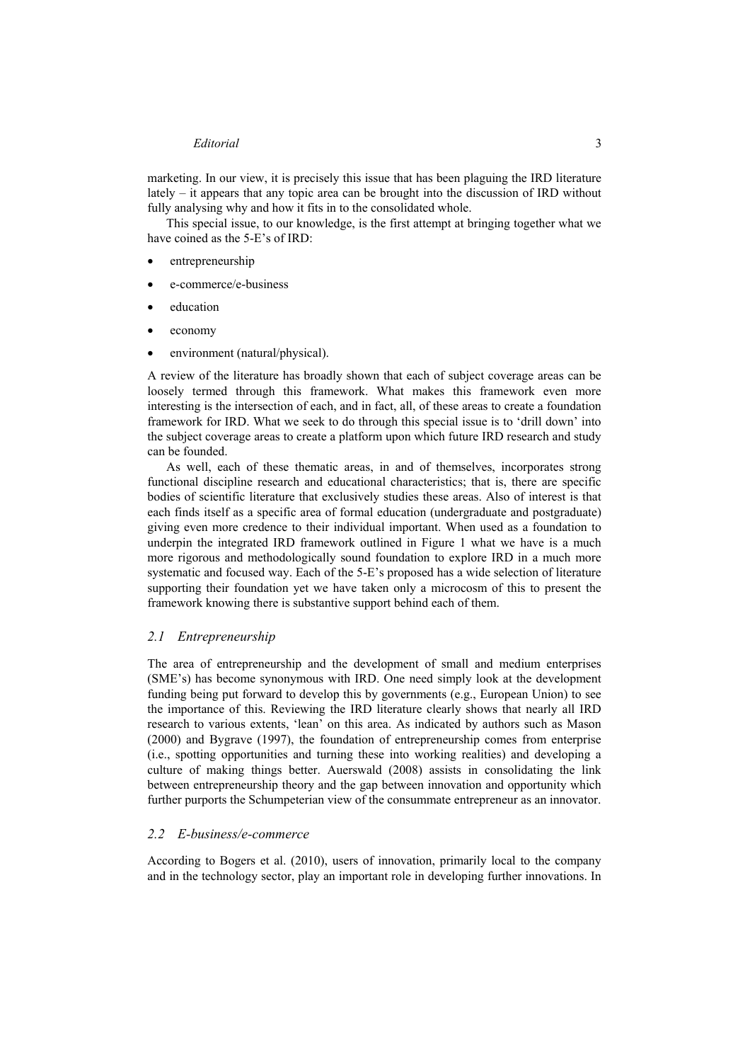marketing. In our view, it is precisely this issue that has been plaguing the IRD literature lately – it appears that any topic area can be brought into the discussion of IRD without fully analysing why and how it fits in to the consolidated whole.

This special issue, to our knowledge, is the first attempt at bringing together what we have coined as the 5-E's of IRD:

- entrepreneurship
- e-commerce/e-business
- education
- economy
- environment (natural/physical).

A review of the literature has broadly shown that each of subject coverage areas can be loosely termed through this framework. What makes this framework even more interesting is the intersection of each, and in fact, all, of these areas to create a foundation framework for IRD. What we seek to do through this special issue is to 'drill down' into the subject coverage areas to create a platform upon which future IRD research and study can be founded.

As well, each of these thematic areas, in and of themselves, incorporates strong functional discipline research and educational characteristics; that is, there are specific bodies of scientific literature that exclusively studies these areas. Also of interest is that each finds itself as a specific area of formal education (undergraduate and postgraduate) giving even more credence to their individual important. When used as a foundation to underpin the integrated IRD framework outlined in Figure 1 what we have is a much more rigorous and methodologically sound foundation to explore IRD in a much more systematic and focused way. Each of the 5-E's proposed has a wide selection of literature supporting their foundation yet we have taken only a microcosm of this to present the framework knowing there is substantive support behind each of them.

### 2.1 Entrepreneurship

The area of entrepreneurship and the development of small and medium enterprises (SME's) has become synonymous with IRD. One need simply look at the development funding being put forward to develop this by governments (e.g., European Union) to see the importance of this. Reviewing the IRD literature clearly shows that nearly all IRD research to various extents, 'lean' on this area. As indicated by authors such as Mason (2000) and Bygrave (1997), the foundation of entrepreneurship comes from enterprise (i.e., spotting opportunities and turning these into working realities) and developing a culture of making things better. Auerswald (2008) assists in consolidating the link between entrepreneurship theory and the gap between innovation and opportunity which further purports the Schumpeterian view of the consummate entrepreneur as an innovator.

### 2.2 E-business/e-commerce

According to Bogers et al. (2010), users of innovation, primarily local to the company and in the technology sector, play an important role in developing further innovations. In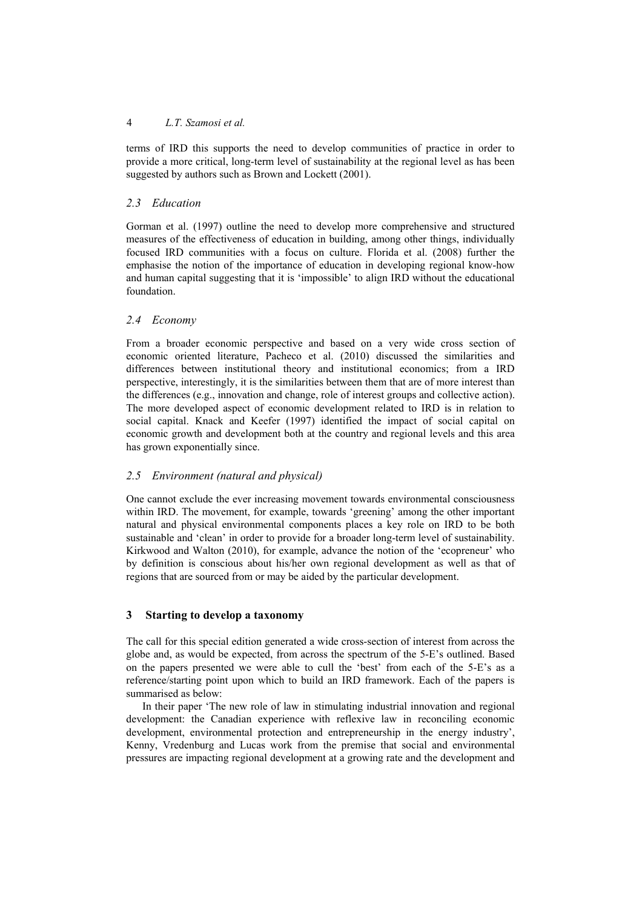terms of IRD this supports the need to develop communities of practice in order to provide a more critical, long-term level of sustainability at the regional level as has been suggested by authors such as Brown and Lockett (2001).

### 2.3 *Education*

Gorman et al. (1997) outline the need to develop more comprehensive and structured measures of the effectiveness of education in building, among other things, individually focused IRD communities with a focus on culture. Florida et al. (2008) further the emphasise the notion of the importance of education in developing regional know-how and human capital suggesting that it is 'impossible' to align IRD without the educational foundation.

### 2.4 *Economy*

From a broader economic perspective and based on a very wide cross section of economic oriented literature, Pacheco et al. (2010) discussed the similarities and differences between institutional theory and institutional economics; from a IRD perspective, interestingly, it is the similarities between them that are of more interest than the differences (e.g., innovation and change, role of interest groups and collective action). The more developed aspect of economic development related to IRD is in relation to social capital. Knack and Keefer (1997) identified the impact of social capital on economic growth and development both at the country and regional levels and this area has grown exponentially since.

### 2.5 *Environment (natural and physical)*

One cannot exclude the ever increasing movement towards environmental consciousness within IRD. The movement, for example, towards 'greening' among the other important natural and physical environmental components places a key role on IRD to be both sustainable and 'clean' in order to provide for a broader long-term level of sustainability. Kirkwood and Walton (2010), for example, advance the notion of the 'ecopreneur' who by definition is conscious about his/her own regional development as well as that of regions that are sourced from or may be aided by the particular development.

## 3 Starting to develop a taxonomy

The call for this special edition generated a wide cross-section of interest from across the globe and, as would be expected, from across the spectrum of the 5-E's outlined. Based on the papers presented we were able to cull the 'best' from each of the 5-E's as a reference/starting point upon which to build an IRD framework. Each of the papers is summarised as below:

In their paper 'The new role of law in stimulating industrial innovation and regional development: the Canadian experience with reflexive law in reconciling economic development, environmental protection and entrepreneurship in the energy industry', Kenny, Vredenburg and Lucas work from the premise that social and environmental pressures are impacting regional development at a growing rate and the development and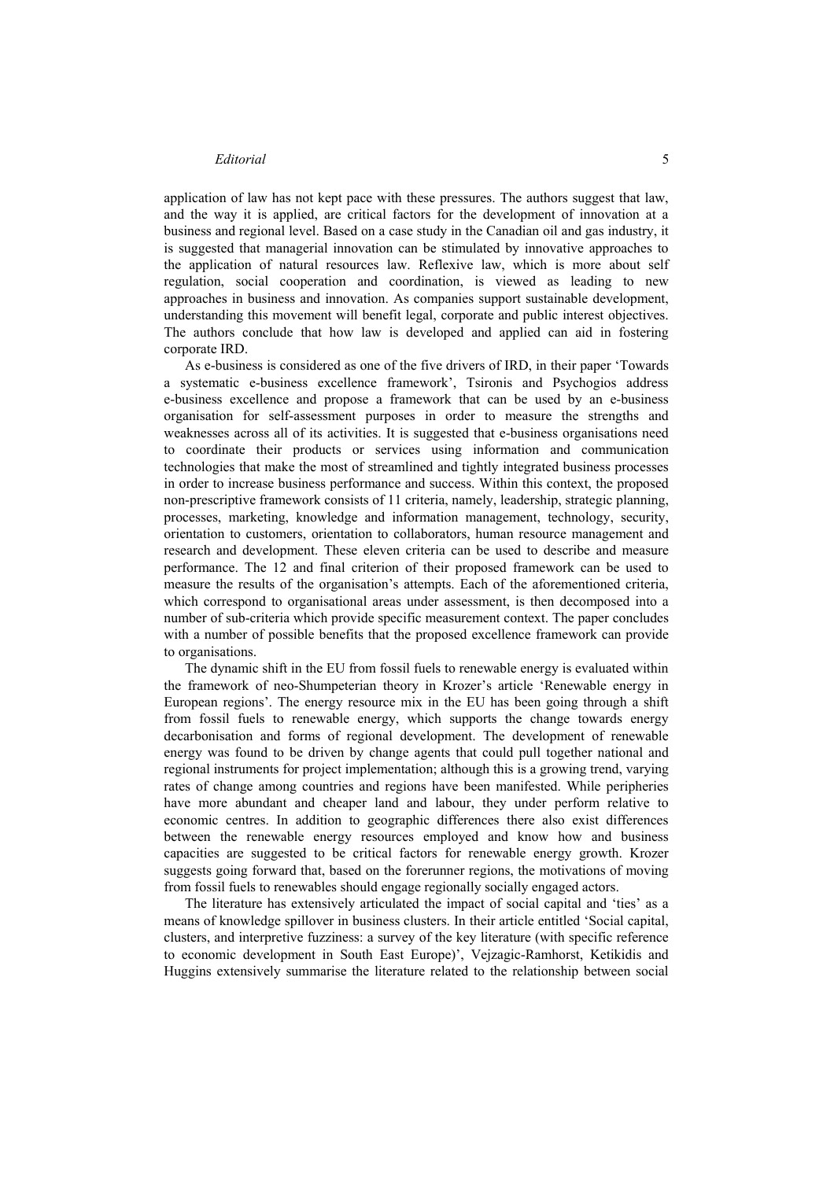application of law has not kept pace with these pressures. The authors suggest that law, and the way it is applied, are critical factors for the development of innovation at a business and regional level. Based on a case study in the Canadian oil and gas industry, it is suggested that managerial innovation can be stimulated by innovative approaches to the application of natural resources law. Reflexive law, which is more about self regulation, social cooperation and coordination, is viewed as leading to new approaches in business and innovation. As companies support sustainable development, understanding this movement will benefit legal, corporate and public interest objectives. The authors conclude that how law is developed and applied can aid in fostering corporate IRD.

As e-business is considered as one of the five drivers of IRD, in their paper 'Towards a systematic e-business excellence framework', Tsironis and Psychogios address e-business excellence and propose a framework that can be used by an e-business organisation for self-assessment purposes in order to measure the strengths and weaknesses across all of its activities. It is suggested that e-business organisations need to coordinate their products or services using information and communication technologies that make the most of streamlined and tightly integrated business processes in order to increase business performance and success. Within this context, the proposed non-prescriptive framework consists of 11 criteria, namely, leadership, strategic planning, processes, marketing, knowledge and information management, technology, security, orientation to customers, orientation to collaborators, human resource management and research and development. These eleven criteria can be used to describe and measure performance. The 12 and final criterion of their proposed framework can be used to measure the results of the organisation's attempts. Each of the aforementioned criteria, which correspond to organisational areas under assessment, is then decomposed into a number of sub-criteria which provide specific measurement context. The paper concludes with a number of possible benefits that the proposed excellence framework can provide to organisations.

The dynamic shift in the EU from fossil fuels to renewable energy is evaluated within the framework of neo-Shumpeterian theory in Krozer's article 'Renewable energy in European regions'. The energy resource mix in the EU has been going through a shift from fossil fuels to renewable energy, which supports the change towards energy decarbonisation and forms of regional development. The development of renewable energy was found to be driven by change agents that could pull together national and regional instruments for project implementation; although this is a growing trend, varying rates of change among countries and regions have been manifested. While peripheries have more abundant and cheaper land and labour, they under perform relative to economic centres. In addition to geographic differences there also exist differences between the renewable energy resources employed and know how and business capacities are suggested to be critical factors for renewable energy growth. Krozer suggests going forward that, based on the forerunner regions, the motivations of moving from fossil fuels to renewables should engage regionally socially engaged actors.

The literature has extensively articulated the impact of social capital and 'ties' as a means of knowledge spillover in business clusters. In their article entitled 'Social capital, clusters, and interpretive fuzziness: a survey of the key literature (with specific reference to economic development in South East Europe)', Vejzagic-Ramhorst, Ketikidis and Huggins extensively summarise the literature related to the relationship between social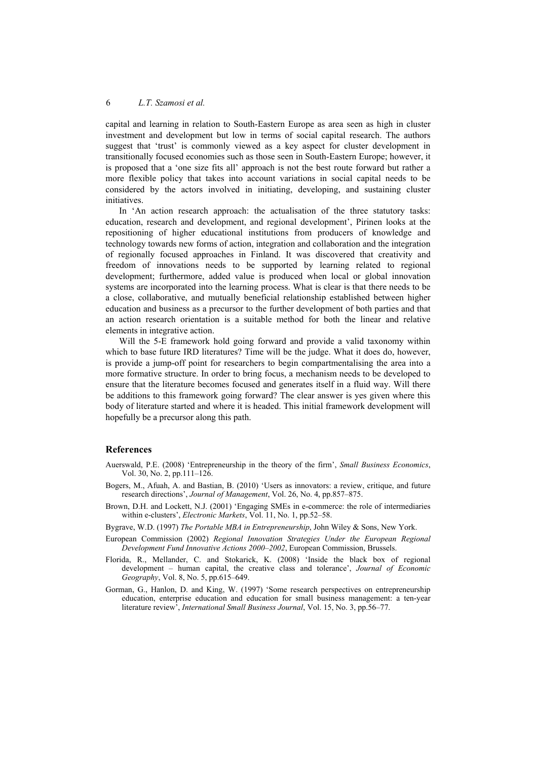capital and learning in relation to South-Eastern Europe as area seen as high in cluster investment and development but low in terms of social capital research. The authors suggest that 'trust' is commonly viewed as a key aspect for cluster development in transitionally focused economies such as those seen in South-Eastern Europe; however, it is proposed that a 'one size fits all' approach is not the best route forward but rather a more flexible policy that takes into account variations in social capital needs to be considered by the actors involved in initiating, developing, and sustaining cluster initiatives.

In 'An action research approach: the actualisation of the three statutory tasks: education, research and development, and regional development', Pirinen looks at the repositioning of higher educational institutions from producers of knowledge and technology towards new forms of action, integration and collaboration and the integration of regionally focused approaches in Finland. It was discovered that creativity and freedom of innovations needs to be supported by learning related to regional development; furthermore, added value is produced when local or global innovation systems are incorporated into the learning process. What is clear is that there needs to be a close, collaborative, and mutually beneficial relationship established between higher education and business as a precursor to the further development of both parties and that an action research orientation is a suitable method for both the linear and relative elements in integrative action.

Will the 5-E framework hold going forward and provide a valid taxonomy within which to base future IRD literatures? Time will be the judge. What it does do, however, is provide a jump-off point for researchers to begin compartmentalising the area into a more formative structure. In order to bring focus, a mechanism needs to be developed to ensure that the literature becomes focused and generates itself in a fluid way. Will there be additions to this framework going forward? The clear answer is yes given where this body of literature started and where it is headed. This initial framework development will hopefully be a precursor along this path.

## References

Auerswald, P.E. (2008) 'Entrepreneurship in the theory of the firm', *Small Business Economics*, Vol. 30, No. 2, pp.111–126.

Bogers, M., Afuah, A. and Bastian, B. (2010) 'Users as innovators: a review, critique, and future research directions', *Journal of Management*, Vol. 26, No. 4, pp.857–875.

Brown, D.H. and Lockett, N.J. (2001) 'Engaging SMEs in e-commerce: the role of intermediaries within e-clusters', *Electronic Markets*, Vol. 11, No. 1, pp.52–58.

Bygrave, W.D. (1997) *The Portable MBA in Entrepreneurship*, John Wiley & Sons, New York.

European Commission (2002) *Regional Innovation Strategies Under the European Regional Development Fund Innovative Actions 2000–2002*, European Commission, Brussels.

Florida, R., Mellander, C. and Stokarick, K. (2008) 'Inside the black box of regional development – human capital, the creative class and tolerance', *Journal of Economic Geography*, Vol. 8, No. 5, pp.615–649.

Gorman, G., Hanlon, D. and King, W. (1997) 'Some research perspectives on entrepreneurship education, enterprise education and education for small business management: a ten-year literature review', *International Small Business Journal*, Vol. 15, No. 3, pp.56–77.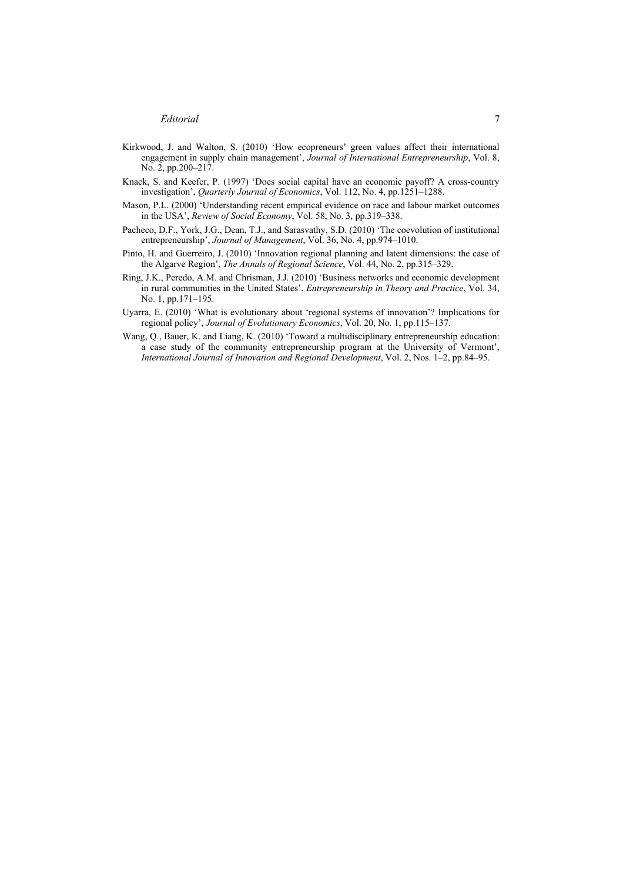Kirkwood, J. and Walton, S. (2010) 'How ecopreneurs' green values affect their international engagement in supply chain management', *Journal of International Entrepreneurship*, Vol. 8, No. 2, pp.200–217.

Knack, S. and Keefer, P. (1997) 'Does social capital have an economic payoff? A cross-country investigation', *Quarterly Journal of Economics*, Vol. 112, No. 4, pp.1251–1288.

Mason, P.L. (2000) 'Understanding recent empirical evidence on race and labour market outcomes in the USA', *Review of Social Economy*, Vol. 58, No. 3, pp.319–338.

Pacheco, D.F., York, J.G., Dean, T.J., and Sarasvathy, S.D. (2010) 'The coevolution of institutional entrepreneurship', *Journal of Management*, Vol. 36, No. 4, pp.974–1010.

Pinto, H. and Guerreiro, J. (2010) 'Innovation regional planning and latent dimensions: the case of the Algarve Region', *The Annals of Regional Science*, Vol. 44, No. 2, pp.315–329.

Ring, J.K., Peredo, A.M. and Chrisman, J.J. (2010) 'Business networks and economic development in rural communities in the United States', *Entrepreneurship in Theory and Practice*, Vol. 34, No. 1, pp.171–195.

Uyarra, E. (2010) 'What is evolutionary about 'regional systems of innovation'? Implications for regional policy', *Journal of Evolutionary Economics*, Vol. 20, No. 1, pp.115–137.

Wang, Q., Bauer, K. and Liang, K. (2010) 'Toward a multidisciplinary entrepreneurship education: a case study of the community entrepreneurship program at the University of Vermont', *International Journal of Innovation and Regional Development*, Vol. 2, Nos. 1–2, pp.84–95.